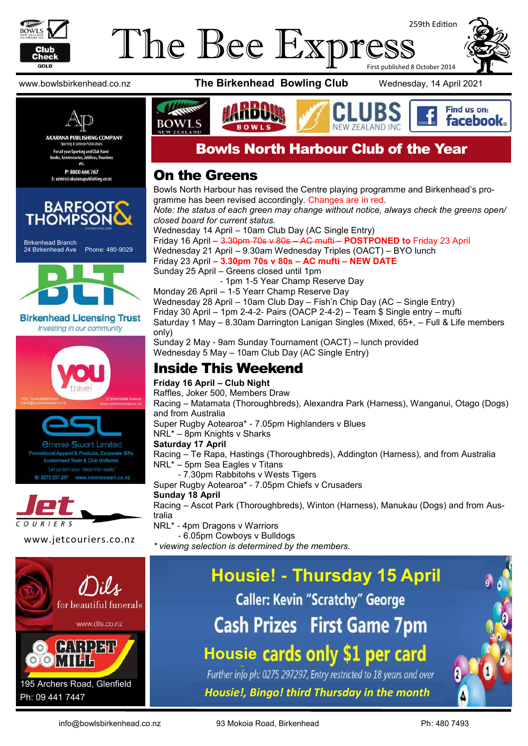# The Bee Express

259th Edition

First published 8 October 2014

www.bowlsbirkenhead.co.nz **The Birkenhead Bowling Club** Wednesday, 14 April 2021

## Bowls North Harbour Club of the Year

## On the Greens

Bowls North Harbour has revised the Centre playing programme and Birkenhead's programme has been revised accordingly. Changes are in red.

*Note: the status of each green may change without notice, always check the greens open/closed board for current status.*

Wednesday 14 April – 10am Club Day (AC Single Entry)
Friday 16 April – ~~3.30pm 70s v 80s – AC mufti~~ – **POSTPONED to** Friday 23 April
Wednesday 21 April – 9.30am Wednesday Triples (OACT) – BYO lunch
Friday 23 April – **3.30pm 70s v 80s – AC mufti – NEW DATE**
Sunday 25 April – Greens closed until 1pm
- 1pm 1-5 Year Champ Reserve Day

Monday 26 April – 1-5 Yearr Champ Reserve Day
Wednesday 28 April – 10am Club Day – Fish'n Chip Day (AC – Single Entry)
Friday 30 April – 1pm 2-4-2- Pairs (OACP 2-4-2) – Team $ Single entry – mufti
Saturday 1 May – 8.30am Darrington Lanigan Singles (Mixed, 65+, – Full & Life members only)
Sunday 2 May - 9am Sunday Tournament (OACT) – lunch provided
Wednesday 5 May – 10am Club Day (AC Single Entry)

## Inside This Weekend

**Friday 16 April – Club Night**
Raffles, Joker 500, Members Draw
Racing – Matamata (Thoroughbreds), Alexandra Park (Harness), Wanganui, Otago (Dogs) and from Australia
Super Rugby Aotearoa* - 7.05pm Highlanders v Blues
NRL* – 8pm Knights v Sharks

**Saturday 17 April**
Racing – Te Rapa, Hastings (Thoroughbreds), Addington (Harness), and from Australia
NRL* – 5pm Sea Eagles v Titans
- 7.30pm Rabbitohs v Wests Tigers

Super Rugby Aotearoa* - 7.05pm Chiefs v Crusaders

**Sunday 18 April**
Racing – Ascot Park (Thoroughbreds), Winton (Harness), Manukau (Dogs) and from Australia
NRL* - 4pm Dragons v Warriors
- 6.05pm Cowboys v Bulldogs

*\* viewing selection is determined by the members.*

## Housie! - Thursday 15 April

Caller: Kevin "Scratchy" George
Cash Prizes First Game 7pm
Housie cards only $1 per card
*Further info ph: 0275 297297, Entry restricted to 18 years and over*
***Housie!, Bingo! third Thursday in the month***

---

AKARANA PUBLISHING COMPANY — Sporting & General Publications. For all your Sporting and Club Handbooks, Anniversaries, Jubilees, Reunions etc. P: 0800 666 767 E: admin@akaranapublishing.co.nz

BARFOOT & THOMPSON — Birkenhead Branch, 24 Birkenhead Ave, Phone: 480-9029

Birkenhead Licensing Trust — *Investing in our community*

YOU Travel Birkenhead — travel@youbirkenhead.co.nz — 20 Birkenhead Avenue — www.youbirkenhead.co.nz

Emmie Swart Limited — Promotional Apparel & Products, Corporate Gifts, Customised Team & Club Uniforms. "Let us turn your ideas into reality" M: 0275 297-297 www.emmieswart.co.nz

Jet Couriers — www.jetcouriers.co.nz

Dils for beautiful funerals — www.dils.co.nz

Carpet Mill — 195 Archers Road, Glenfield, Ph: 09 441 7447

info@bowlsbirkenhead.co.nz 93 Mokoia Road, Birkenhead Ph: 480 7493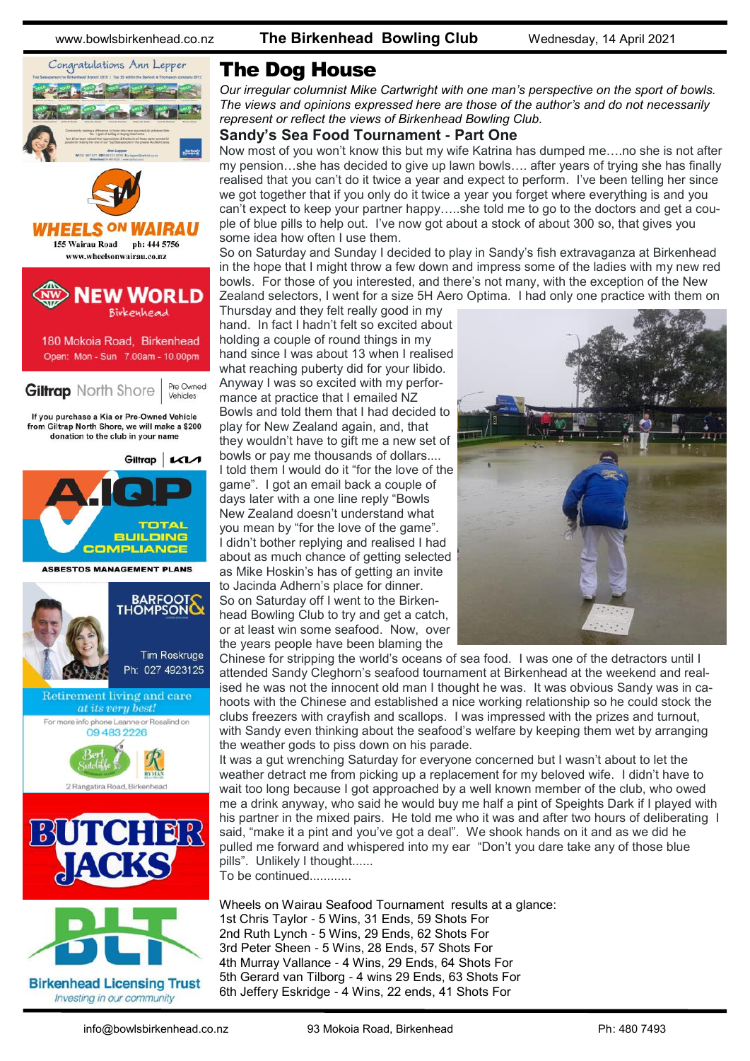# The Dog House

*Our irregular columnist Mike Cartwright with one man's perspective on the sport of bowls. The views and opinions expressed here are those of the author's and do not necessarily represent or reflect the views of Birkenhead Bowling Club.*

## Sandy's Sea Food Tournament - Part One

Now most of you won't know this but my wife Katrina has dumped me….no she is not after my pension…she has decided to give up lawn bowls…. after years of trying she has finally realised that you can't do it twice a year and expect to perform. I've been telling her since we got together that if you only do it twice a year you forget where everything is and you can't expect to keep your partner happy…..she told me to go to the doctors and get a couple of blue pills to help out. I've now got about a stock of about 300 so, that gives you some idea how often I use them.

So on Saturday and Sunday I decided to play in Sandy's fish extravaganza at Birkenhead in the hope that I might throw a few down and impress some of the ladies with my new red bowls. For those of you interested, and there's not many, with the exception of the New Zealand selectors, I went for a size 5H Aero Optima. I had only one practice with them on Thursday and they felt really good in my hand. In fact I hadn't felt so excited about holding a couple of round things in my hand since I was about 13 when I realised what reaching puberty did for your libido. Anyway I was so excited with my performance at practice that I emailed NZ Bowls and told them that I had decided to play for New Zealand again, and, that they wouldn't have to gift me a new set of bowls or pay me thousands of dollars.... I told them I would do it "for the love of the game". I got an email back a couple of days later with a one line reply "Bowls New Zealand doesn't understand what you mean by "for the love of the game". I didn't bother replying and realised I had about as much chance of getting selected as Mike Hoskin's has of getting an invite to Jacinda Adhern's place for dinner.

So on Saturday off I went to the Birkenhead Bowling Club to try and get a catch, or at least win some seafood. Now, over the years people have been blaming the Chinese for stripping the world's oceans of sea food. I was one of the detractors until I attended Sandy Cleghorn's seafood tournament at Birkenhead at the weekend and realised he was not the innocent old man I thought he was. It was obvious Sandy was in cahoots with the Chinese and established a nice working relationship so he could stock the clubs freezers with crayfish and scallops. I was impressed with the prizes and turnout, with Sandy even thinking about the seafood's welfare by keeping them wet by arranging the weather gods to piss down on his parade.

It was a gut wrenching Saturday for everyone concerned but I wasn't about to let the weather detract me from picking up a replacement for my beloved wife. I didn't have to wait too long because I got approached by a well known member of the club, who owed me a drink anyway, who said he would buy me half a pint of Speights Dark if I played with his partner in the mixed pairs. He told me who it was and after two hours of deliberating I said, "make it a pint and you've got a deal". We shook hands on it and as we did he pulled me forward and whispered into my ear "Don't you dare take any of those blue pills". Unlikely I thought......

To be continued............

Wheels on Wairau Seafood Tournament results at a glance:

1st Chris Taylor - 5 Wins, 31 Ends, 59 Shots For
2nd Ruth Lynch - 5 Wins, 29 Ends, 62 Shots For
3rd Peter Sheen - 5 Wins, 28 Ends, 57 Shots For
4th Murray Vallance - 4 Wins, 29 Ends, 64 Shots For
5th Gerard van Tilborg - 4 wins 29 Ends, 63 Shots For
6th Jeffery Eskridge - 4 Wins, 22 ends, 41 Shots For

Congratulations Ann Lepper

WHEELS ON WAIRAU
155 Wairau Road ph: 444 5756
www.wheelsonwairau.co.nz

NEW WORLD Birkenhead
180 Mokoia Road, Birkenhead
Open: Mon - Sun 7.00am - 10.00pm

Giltrap North Shore | Pre Owned Vehicles
If you purchase a Kia or Pre-Owned Vehicle from Giltrap North Shore, we will make a $200 donation to the club in your name

A.IQP TOTAL BUILDING COMPLIANCE
ASBESTOS MANAGEMENT PLANS

BARFOOT & THOMPSON
Tim Roskruge
Ph: 027 4923125

Retirement living and care *at its very best!*
For more info phone Leanne or Rosalind on 09 483 2226
Bert Sutcliffe — RYMAN
2 Rangatira Road, Birkenhead

BUTCHER JACKS

BLT Birkenhead Licensing Trust
*Investing in our community*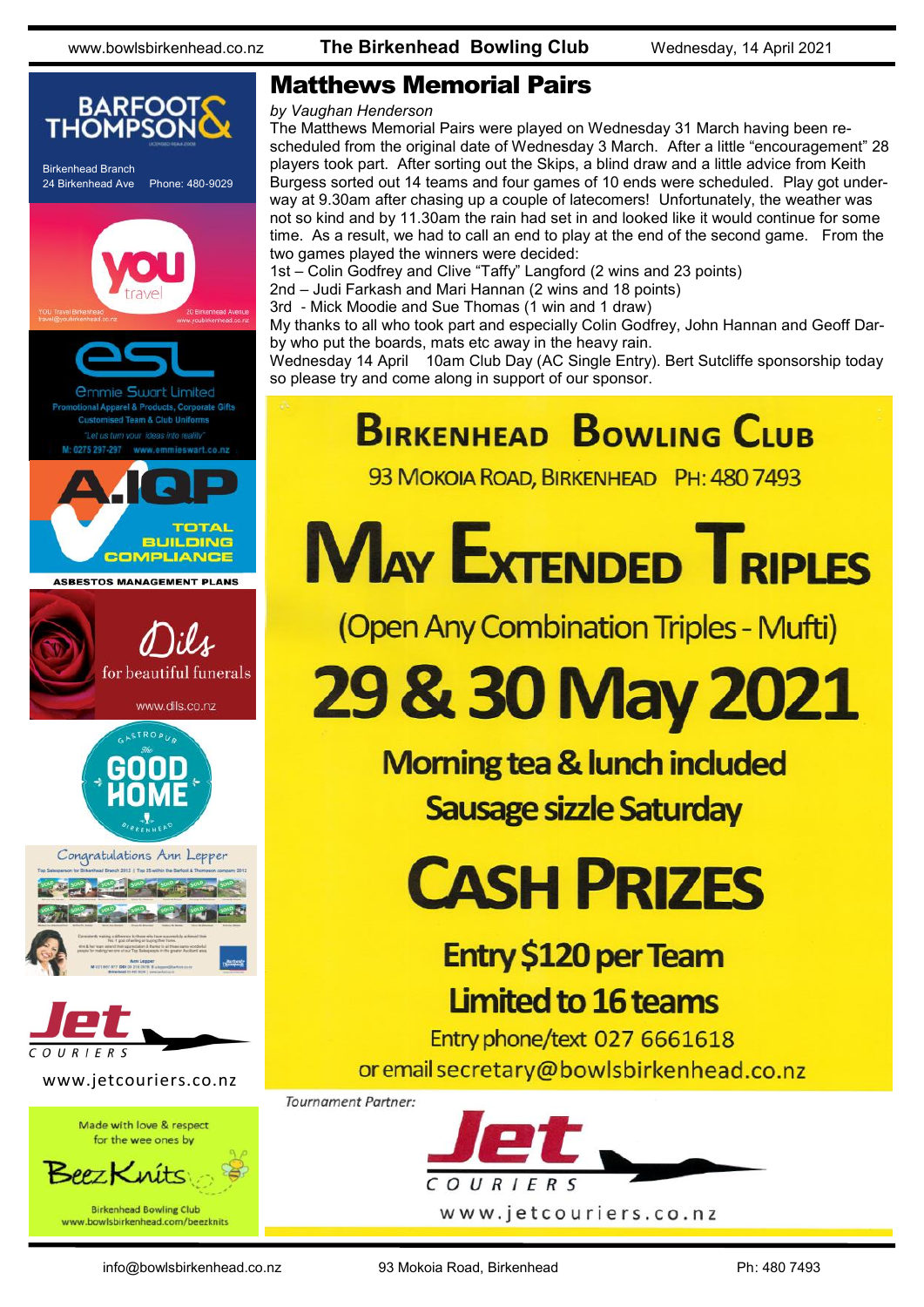## Matthews Memorial Pairs

*by Vaughan Henderson*

The Matthews Memorial Pairs were played on Wednesday 31 March having been re-scheduled from the original date of Wednesday 3 March. After a little "encouragement" 28 players took part. After sorting out the Skips, a blind draw and a little advice from Keith Burgess sorted out 14 teams and four games of 10 ends were scheduled. Play got under-way at 9.30am after chasing up a couple of latecomers! Unfortunately, the weather was not so kind and by 11.30am the rain had set in and looked like it would continue for some time. As a result, we had to call an end to play at the end of the second game. From the two games played the winners were decided:

1st – Colin Godfrey and Clive "Taffy" Langford (2 wins and 23 points)
2nd – Judi Farkash and Mari Hannan (2 wins and 18 points)
3rd - Mick Moodie and Sue Thomas (1 win and 1 draw)

My thanks to all who took part and especially Colin Godfrey, John Hannan and Geoff Darby who put the boards, mats etc away in the heavy rain.

Wednesday 14 April 10am Club Day (AC Single Entry). Bert Sutcliffe sponsorship today so please try and come along in support of our sponsor.

# Birkenhead Bowling Club

93 Mokoia Road, Birkenhead Ph: 480 7493

# May Extended Triples

(Open Any Combination Triples - Mufti)

## 29 & 30 May 2021

**Morning tea & lunch included**

**Sausage sizzle Saturday**

## CASH PRIZES

**Entry $120 per Team**

**Limited to 16 teams**

Entry phone/text 027 6661618
or email secretary@bowlsbirkenhead.co.nz

*Tournament Partner:*

Jet Couriers
www.jetcouriers.co.nz

---

Barfoot & Thompson
Birkenhead Branch
24 Birkenhead Ave Phone: 480-9029

You Travel
YOU Travel Birkenhead travel@youbirkenhead.co.nz
20 Birkenhead Avenue www.youbirkenhead.co.nz

ESL
Emmie Swart Limited
Promotional Apparel & Products, Corporate Gifts
Customised Team & Club Uniforms
"Let us turn your ideas into reality"
M: 0275 297-297 www.emmieswart.co.nz

A.IQP
Total Building Compliance
Asbestos Management Plans

Dils
for beautiful funerals
www.dils.co.nz

Gastropub The Good Home Birkenhead

Congratulations Ann Lepper

Jet Couriers
www.jetcouriers.co.nz

Made with love & respect for the wee ones by
BeezKnits
Birkenhead Bowling Club
www.bowlsbirkenhead.com/beezknits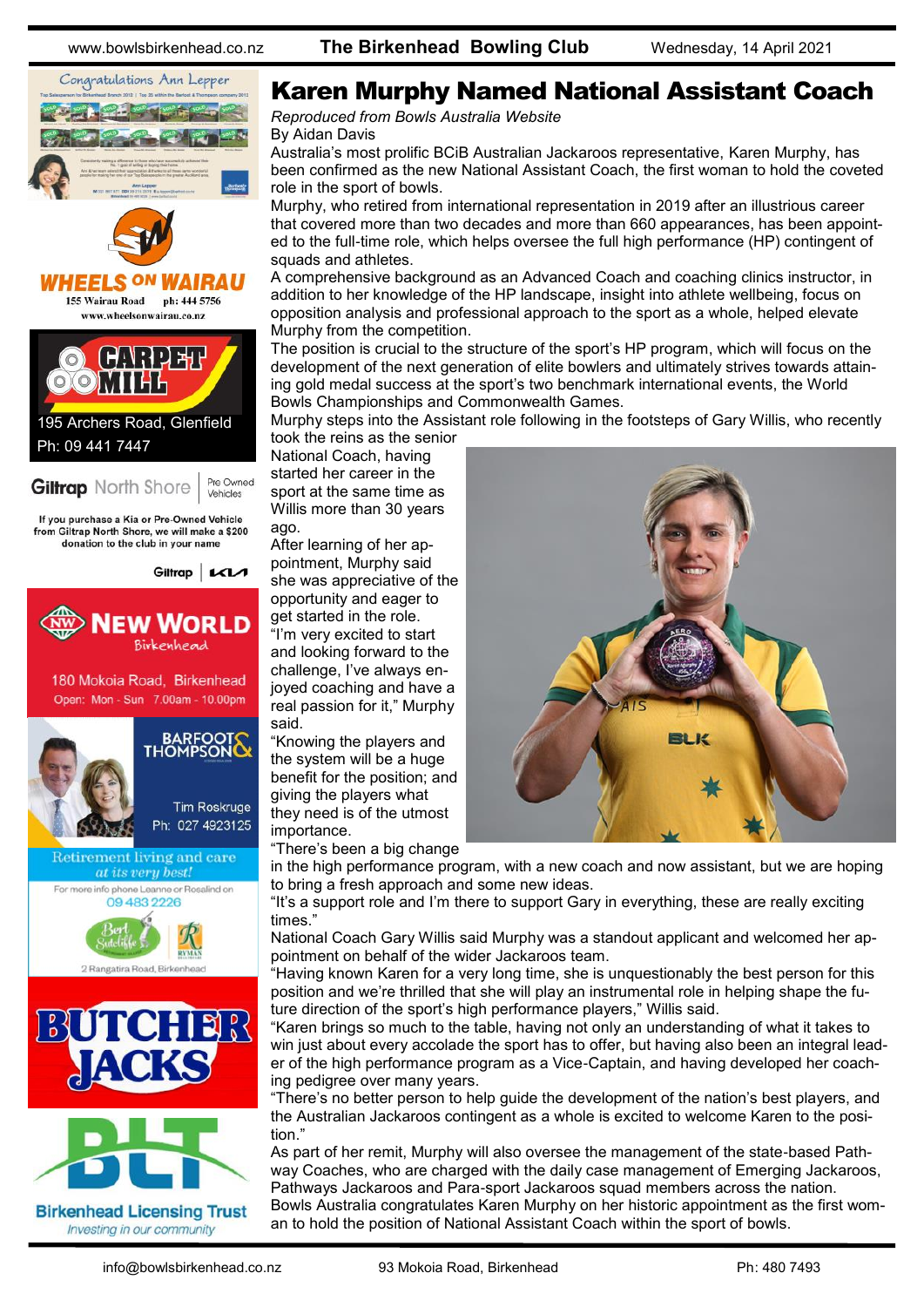# Karen Murphy Named National Assistant Coach

*Reproduced from Bowls Australia Website*

By Aidan Davis

Australia's most prolific BCiB Australian Jackaroos representative, Karen Murphy, has been confirmed as the new National Assistant Coach, the first woman to hold the coveted role in the sport of bowls.

Murphy, who retired from international representation in 2019 after an illustrious career that covered more than two decades and more than 660 appearances, has been appointed to the full-time role, which helps oversee the full high performance (HP) contingent of squads and athletes.

A comprehensive background as an Advanced Coach and coaching clinics instructor, in addition to her knowledge of the HP landscape, insight into athlete wellbeing, focus on opposition analysis and professional approach to the sport as a whole, helped elevate Murphy from the competition.

The position is crucial to the structure of the sport's HP program, which will focus on the development of the next generation of elite bowlers and ultimately strives towards attaining gold medal success at the sport's two benchmark international events, the World Bowls Championships and Commonwealth Games.

Murphy steps into the Assistant role following in the footsteps of Gary Willis, who recently took the reins as the senior National Coach, having started her career in the sport at the same time as Willis more than 30 years ago.

After learning of her appointment, Murphy said she was appreciative of the opportunity and eager to get started in the role.

"I'm very excited to start and looking forward to the challenge, I've always enjoyed coaching and have a real passion for it," Murphy said.

"Knowing the players and the system will be a huge benefit for the position; and giving the players what they need is of the utmost importance.

"There's been a big change in the high performance program, with a new coach and now assistant, but we are hoping to bring a fresh approach and some new ideas.

"It's a support role and I'm there to support Gary in everything, these are really exciting times."

National Coach Gary Willis said Murphy was a standout applicant and welcomed her appointment on behalf of the wider Jackaroos team.

"Having known Karen for a very long time, she is unquestionably the best person for this position and we're thrilled that she will play an instrumental role in helping shape the future direction of the sport's high performance players," Willis said.

"Karen brings so much to the table, having not only an understanding of what it takes to win just about every accolade the sport has to offer, but having also been an integral leader of the high performance program as a Vice-Captain, and having developed her coaching pedigree over many years.

"There's no better person to help guide the development of the nation's best players, and the Australian Jackaroos contingent as a whole is excited to welcome Karen to the position."

As part of her remit, Murphy will also oversee the management of the state-based Pathway Coaches, who are charged with the daily case management of Emerging Jackaroos, Pathways Jackaroos and Para-sport Jackaroos squad members across the nation.

Bowls Australia congratulates Karen Murphy on her historic appointment as the first woman to hold the position of National Assistant Coach within the sport of bowls.

---

Congratulations Ann Lepper

WHEELS ON WAIRAU
155 Wairau Road ph: 444 5756
www.wheelsonwairau.co.nz

CARPET MILL
195 Archers Road, Glenfield
Ph: 09 441 7447

Giltrap North Shore | Pre Owned Vehicles
If you purchase a Kia or Pre-Owned Vehicle from Giltrap North Shore, we will make a $200 donation to the club in your name

NEW WORLD Birkenhead
180 Mokoia Road, Birkenhead
Open: Mon - Sun 7.00am - 10.00pm

BARFOOT & THOMPSON
Tim Roskruge
Ph: 027 4923125

Retirement living and care *at its very best!*
For more info phone Leanne or Rosalind on 09 483 2226
Bert Sutcliffe — RYMAN
2 Rangatira Road, Birkenhead

BUTCHER JACKS

BLT
Birkenhead Licensing Trust
*Investing in our community*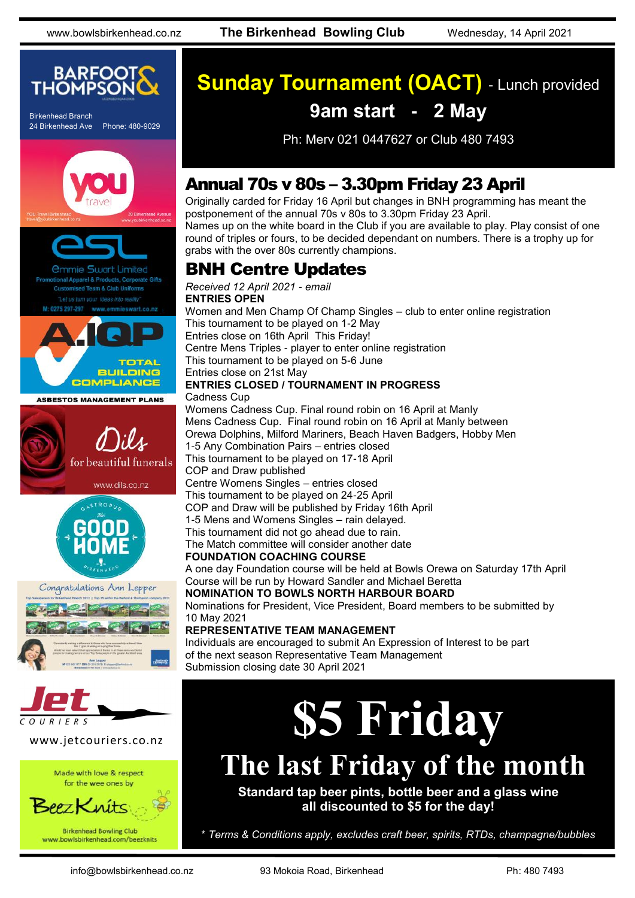# Sunday Tournament (OACT) - Lunch provided

**9am start - 2 May**

Ph: Merv 021 0447627 or Club 480 7493

## Annual 70s v 80s – 3.30pm Friday 23 April

Originally carded for Friday 16 April but changes in BNH programming has meant the postponement of the annual 70s v 80s to 3.30pm Friday 23 April.
Names up on the white board in the Club if you are available to play. Play consist of one round of triples or fours, to be decided dependant on numbers. There is a trophy up for grabs with the over 80s currently champions.

## BNH Centre Updates

*Received 12 April 2021 - email*

**ENTRIES OPEN**

Women and Men Champ Of Champ Singles – club to enter online registration
This tournament to be played on 1-2 May
Entries close on 16th April This Friday!
Centre Mens Triples - player to enter online registration
This tournament to be played on 5-6 June
Entries close on 21st May

**ENTRIES CLOSED / TOURNAMENT IN PROGRESS**

Cadness Cup
Womens Cadness Cup. Final round robin on 16 April at Manly
Mens Cadness Cup. Final round robin on 16 April at Manly between Orewa Dolphins, Milford Mariners, Beach Haven Badgers, Hobby Men
1-5 Any Combination Pairs – entries closed
This tournament to be played on 17-18 April
COP and Draw published
Centre Womens Singles – entries closed
This tournament to be played on 24-25 April
COP and Draw will be published by Friday 16th April
1-5 Mens and Womens Singles – rain delayed.
This tournament did not go ahead due to rain.
The Match committee will consider another date

**FOUNDATION COACHING COURSE**

A one day Foundation course will be held at Bowls Orewa on Saturday 17th April
Course will be run by Howard Sandler and Michael Beretta

**NOMINATION TO BOWLS NORTH HARBOUR BOARD**

Nominations for President, Vice President, Board members to be submitted by 10 May 2021

**REPRESENTATIVE TEAM MANAGEMENT**

Individuals are encouraged to submit An Expression of Interest to be part of the next season Representative Team Management
Submission closing date 30 April 2021

# $5 Friday

## The last Friday of the month

**Standard tap beer pints, bottle beer and a glass wine all discounted to $5 for the day!**

*\* Terms & Conditions apply, excludes craft beer, spirits, RTDs, champagne/bubbles*

Barfoot & Thompson
Birkenhead Branch
24 Birkenhead Ave Phone: 480-9029

YOU travel
YOU Travel Birkenhead
travel@youbirkenhead.co.nz
20 Birkenhead Avenue
www.youbirkenhead.co.nz

esl
Emmie Swart Limited
Promotional Apparel & Products, Corporate Gifts
Customised Team & Club Uniforms
"Let us turn your ideas into reality"
M: 0275 297-297 www.emmieswart.co.nz

A.IQP
TOTAL BUILDING COMPLIANCE
ASBESTOS MANAGEMENT PLANS

Dils
for beautiful funerals
www.dils.co.nz

Gastropub
The GOOD HOME
Birkenhead

Congratulations Ann Lepper

Jet COURIERS
www.jetcouriers.co.nz

Made with love & respect for the wee ones by
BeezKnits
Birkenhead Bowling Club
www.bowlsbirkenhead.com/beezknits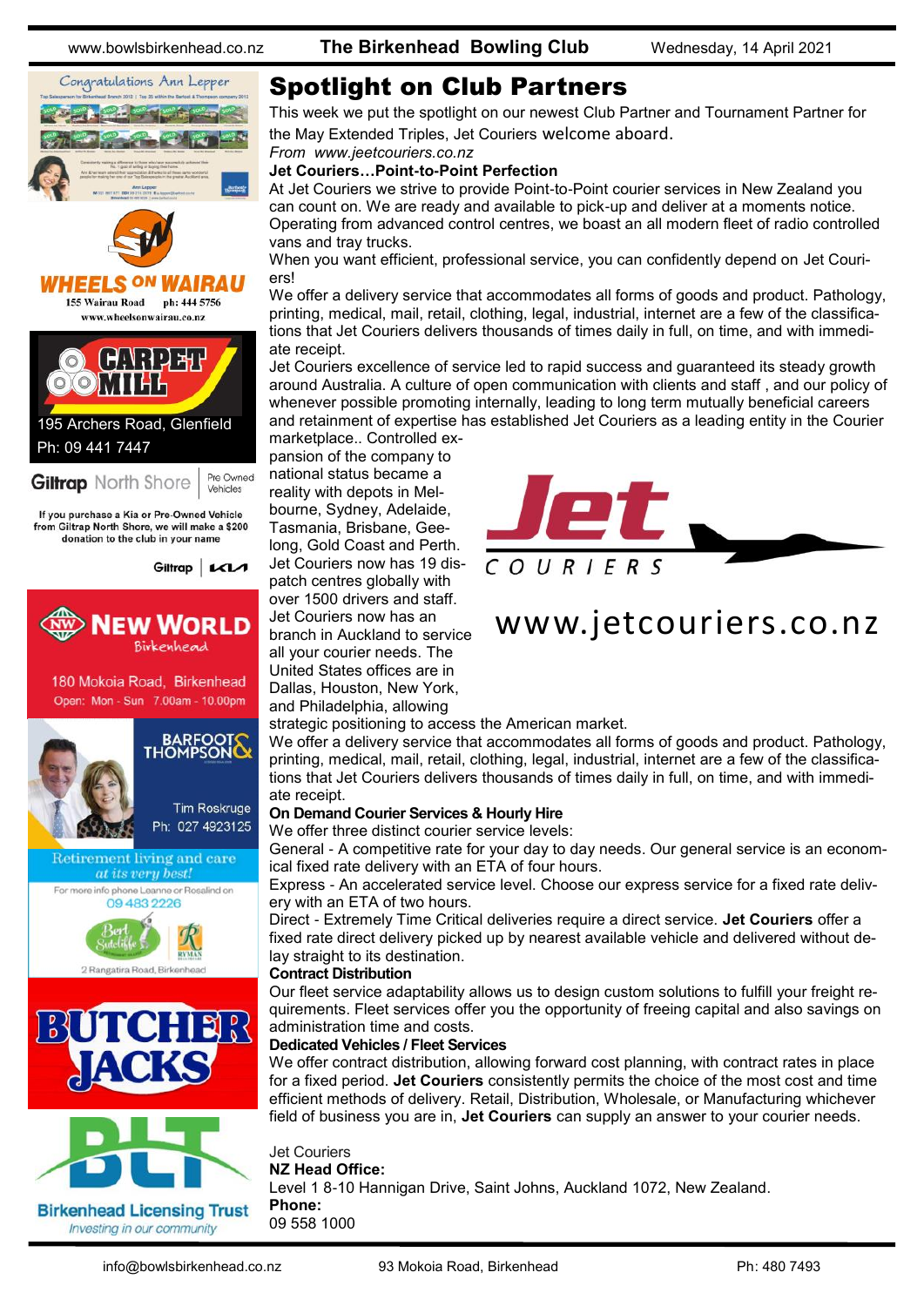# Spotlight on Club Partners

This week we put the spotlight on our newest Club Partner and Tournament Partner for the May Extended Triples, Jet Couriers welcome aboard.

*From www.jeetcouriers.co.nz*

**Jet Couriers…Point-to-Point Perfection**

At Jet Couriers we strive to provide Point-to-Point courier services in New Zealand you can count on. We are ready and available to pick-up and deliver at a moments notice. Operating from advanced control centres, we boast an all modern fleet of radio controlled vans and tray trucks.

When you want efficient, professional service, you can confidently depend on Jet Couriers!

We offer a delivery service that accommodates all forms of goods and product. Pathology, printing, medical, mail, retail, clothing, legal, industrial, internet are a few of the classifications that Jet Couriers delivers thousands of times daily in full, on time, and with immediate receipt.

Jet Couriers excellence of service led to rapid success and guaranteed its steady growth around Australia. A culture of open communication with clients and staff , and our policy of whenever possible promoting internally, leading to long term mutually beneficial careers and retainment of expertise has established Jet Couriers as a leading entity in the Courier marketplace.. Controlled expansion of the company to national status became a reality with depots in Melbourne, Sydney, Adelaide, Tasmania, Brisbane, Geelong, Gold Coast and Perth. Jet Couriers now has 19 dispatch centres globally with over 1500 drivers and staff. Jet Couriers now has an branch in Auckland to service all your courier needs. The United States offices are in Dallas, Houston, New York, and Philadelphia, allowing strategic positioning to access the American market.

Jet COURIERS

www.jetcouriers.co.nz

We offer a delivery service that accommodates all forms of goods and product. Pathology, printing, medical, mail, retail, clothing, legal, industrial, internet are a few of the classifications that Jet Couriers delivers thousands of times daily in full, on time, and with immediate receipt.

**On Demand Courier Services & Hourly Hire**

We offer three distinct courier service levels:

General - A competitive rate for your day to day needs. Our general service is an economical fixed rate delivery with an ETA of four hours.

Express - An accelerated service level. Choose our express service for a fixed rate delivery with an ETA of two hours.

Direct - Extremely Time Critical deliveries require a direct service. **Jet Couriers** offer a fixed rate direct delivery picked up by nearest available vehicle and delivered without delay straight to its destination.

**Contract Distribution**

Our fleet service adaptability allows us to design custom solutions to fulfill your freight requirements. Fleet services offer you the opportunity of freeing capital and also savings on administration time and costs.

**Dedicated Vehicles / Fleet Services**

We offer contract distribution, allowing forward cost planning, with contract rates in place for a fixed period. **Jet Couriers** consistently permits the choice of the most cost and time efficient methods of delivery. Retail, Distribution, Wholesale, or Manufacturing whichever field of business you are in, **Jet Couriers** can supply an answer to your courier needs.

Jet Couriers

**NZ Head Office:**

Level 1 8-10 Hannigan Drive, Saint Johns, Auckland 1072, New Zealand.

**Phone:**

09 558 1000

---

Congratulations Ann Lepper

WHEELS ON WAIRAU
155 Wairau Road ph: 444 5756
www.wheelsonwairau.co.nz

CARPET MILL
195 Archers Road, Glenfield
Ph: 09 441 7447

Giltrap North Shore | Pre Owned Vehicles
If you purchase a Kia or Pre-Owned Vehicle from Giltrap North Shore, we will make a $200 donation to the club in your name

NEW WORLD Birkenhead
180 Mokoia Road, Birkenhead
Open: Mon - Sun 7.00am - 10.00pm

BARFOOT & THOMPSON
Tim Roskruge
Ph: 027 4923125

Retirement living and care *at its very best!*
For more info phone Leanne or Rosalind on 09 483 2226
Bert Sutcliffe | RYMAN
2 Rangatira Road, Birkenhead

BUTCHER JACKS

BLT
Birkenhead Licensing Trust
*Investing in our community*